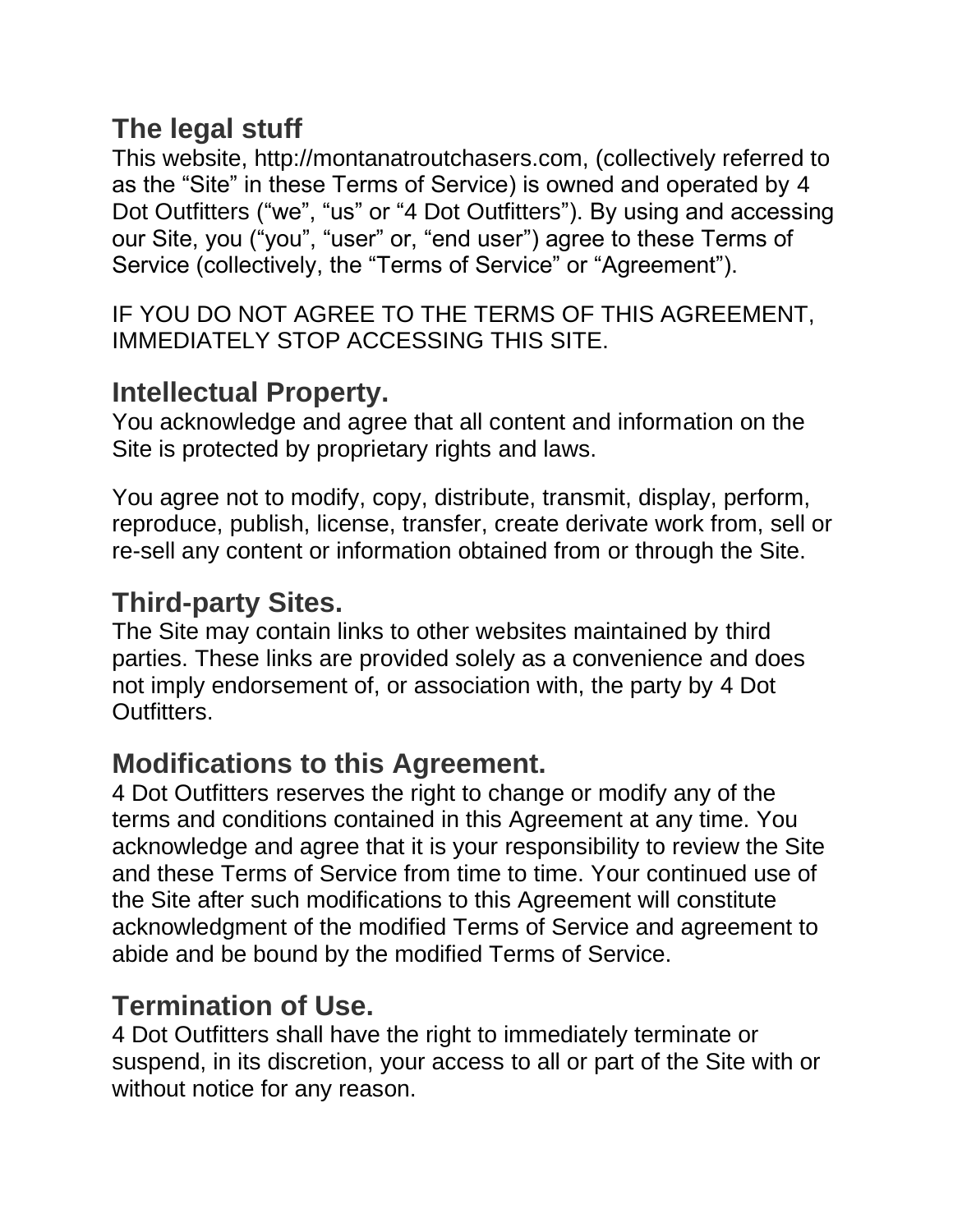## The legal stuff

This website, http://montanatroutchasers.com, (collectively referred to as the "Site" in these Terms of Service) is owned and operated by 4 Dot Outfitters ("we", "us" or "4 Dot Outfitters"). By using and accessing our Site, you ("you", "user" or, "end user") agree to these Terms of Service (collectively, the "Terms of Service" or "Agreement").

IF YOU DO NOT AGREE TO THE TERMS OF THIS AGREEMENT, IMMEDIATELY STOP ACCESSING THIS SITE.

## Intellectual Property.

You acknowledge and agree that all content and information on the Site is protected by proprietary rights and laws.

You agree not to modify, copy, distribute, transmit, display, perform, reproduce, publish, license, transfer, create derivate work from, sell or re-sell any content or information obtained from or through the Site.

## Third-party Sites.

The Site may contain links to other websites maintained by third parties. These links are provided solely as a convenience and does not imply endorsement of, or association with, the party by 4 Dot Outfitters.

## Modifications to this Agreement.

4 Dot Outfitters reserves the right to change or modify any of the terms and conditions contained in this Agreement at any time. You acknowledge and agree that it is your responsibility to review the Site and these Terms of Service from time to time. Your continued use of the Site after such modifications to this Agreement will constitute acknowledgment of the modified Terms of Service and agreement to abide and be bound by the modified Terms of Service.

## Termination of Use.

4 Dot Outfitters shall have the right to immediately terminate or suspend, in its discretion, your access to all or part of the Site with or without notice for any reason.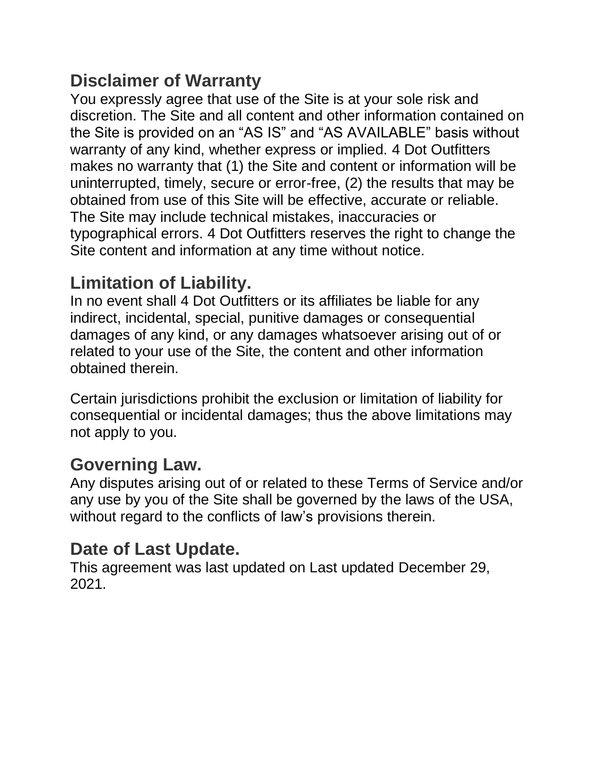## Disclaimer of Warranty

You expressly agree that use of the Site is at your sole risk and discretion. The Site and all content and other information contained on the Site is provided on an "AS IS" and "AS AVAILABLE" basis without warranty of any kind, whether express or implied. 4 Dot Outfitters makes no warranty that (1) the Site and content or information will be uninterrupted, timely, secure or error-free, (2) the results that may be obtained from use of this Site will be effective, accurate or reliable. The Site may include technical mistakes, inaccuracies or typographical errors. 4 Dot Outfitters reserves the right to change the Site content and information at any time without notice.

## Limitation of Liability.

In no event shall 4 Dot Outfitters or its affiliates be liable for any indirect, incidental, special, punitive damages or consequential damages of any kind, or any damages whatsoever arising out of or related to your use of the Site, the content and other information obtained therein.

Certain jurisdictions prohibit the exclusion or limitation of liability for consequential or incidental damages; thus the above limitations may not apply to you.

## Governing Law.

Any disputes arising out of or related to these Terms of Service and/or any use by you of the Site shall be governed by the laws of the USA, without regard to the conflicts of law's provisions therein.

## Date of Last Update.

This agreement was last updated on Last updated December 29, 2021.